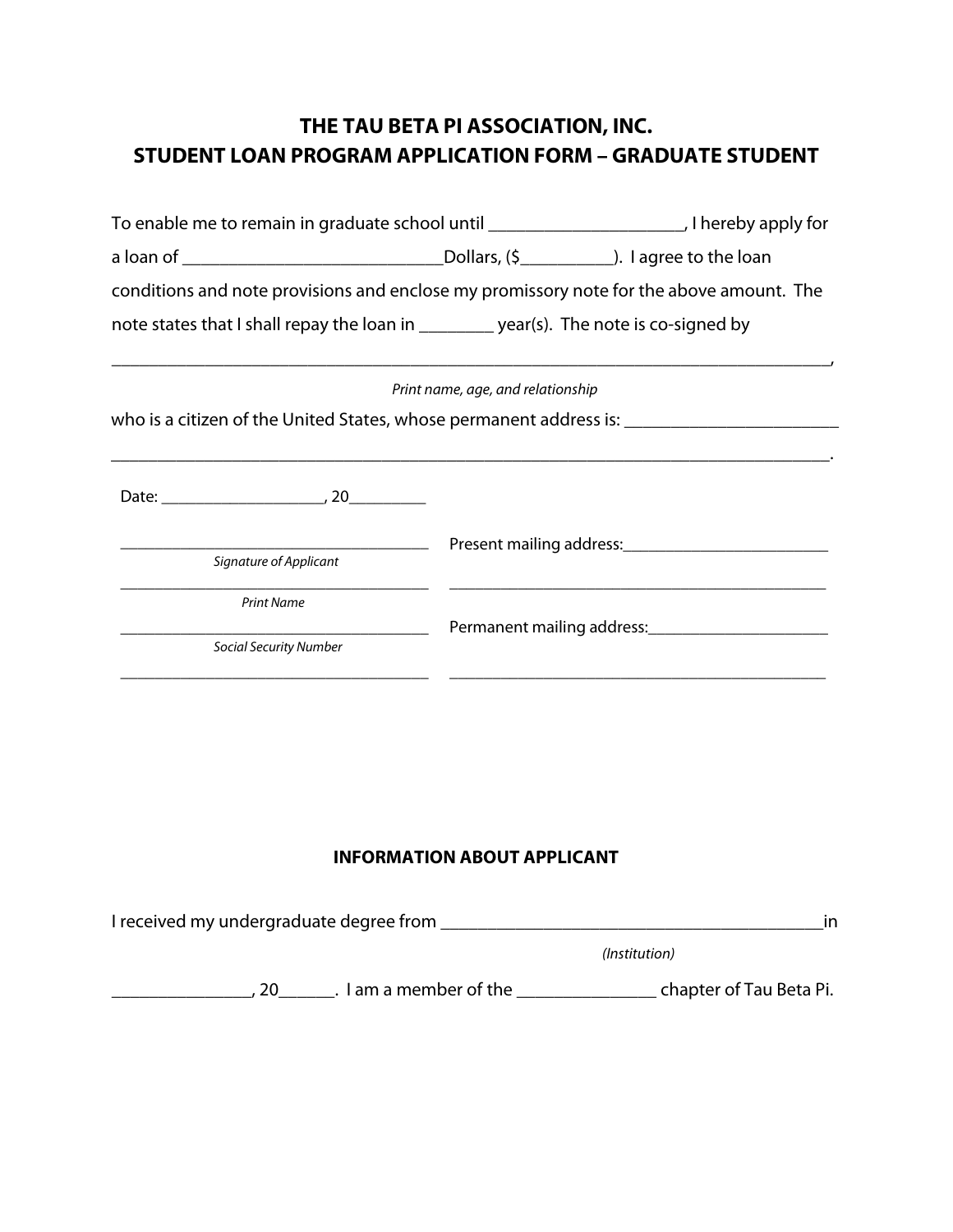# THE TAU BETA PI ASSOCIATION, INC.
## STUDENT LOAN PROGRAM APPLICATION FORM – GRADUATE STUDENT

To enable me to remain in graduate school until _____________________, I hereby apply for a loan of ___________________________Dollars, ($__________). I agree to the loan conditions and note provisions and enclose my promissory note for the above amount. The note states that I shall repay the loan in ________ year(s). The note is co-signed by

____________________________________________________________________________,
*Print name, age, and relationship*

who is a citizen of the United States, whose permanent address is: _______________________

____________________________________________________________________________.

Date: ___________________, 20_________

___________________________________
*Signature of Applicant*

___________________________________
*Print Name*

___________________________________
*Social Security Number*

___________________________________

Present mailing address:________________________

______________________________________________

Permanent mailing address:_____________________

______________________________________________

### INFORMATION ABOUT APPLICANT

I received my undergraduate degree from _________________________________________in
*(Institution)*

_______________, 20______. I am a member of the _______________ chapter of Tau Beta Pi.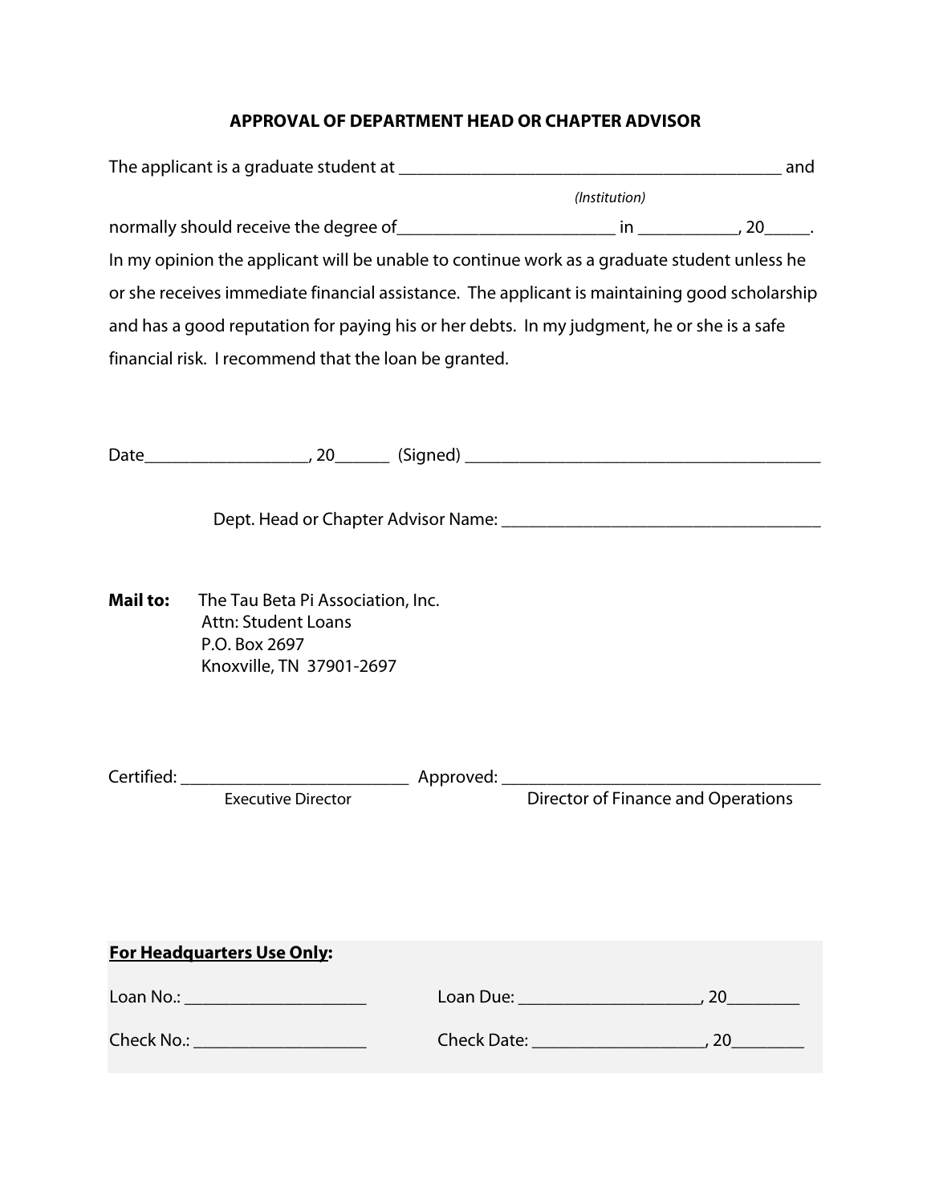## APPROVAL OF DEPARTMENT HEAD OR CHAPTER ADVISOR

The applicant is a graduate student at ___________________________________________ and
*(Institution)*

normally should receive the degree of_________________________ in ___________, 20_____. In my opinion the applicant will be unable to continue work as a graduate student unless he or she receives immediate financial assistance. The applicant is maintaining good scholarship and has a good reputation for paying his or her debts. In my judgment, he or she is a safe financial risk. I recommend that the loan be granted.

Date___________________, 20______ (Signed) _________________________________________

Dept. Head or Chapter Advisor Name: _____________________________________

**Mail to:** The Tau Beta Pi Association, Inc.
Attn: Student Loans
P.O. Box 2697
Knoxville, TN 37901-2697

Certified: __________________________ Approved: _____________________________________
Executive Director Director of Finance and Operations

**<u>For Headquarters Use Only</u>:**

Loan No.: _____________________ Loan Due: _____________________, 20________

Check No.: ____________________ Check Date: ____________________, 20________